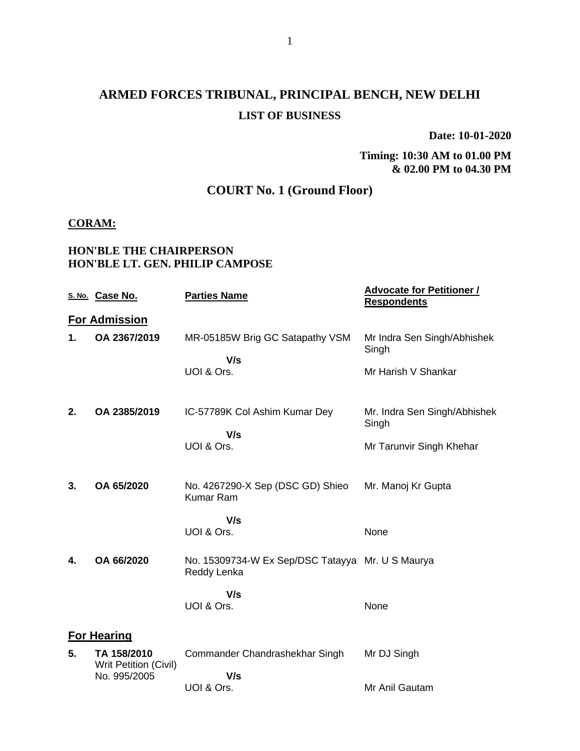# ARMED FORCES TRIBUNAL, PRINCIPAL BENCH, NEW DELHI

## LIST OF BUSINESS

**Date: 10-01-2020**

**Timing: 10:30 AM to 01.00 PM & 02.00 PM to 04.30 PM**

## COURT No. 1 (Ground Floor)

**CORAM:**

**HON'BLE THE CHAIRPERSON**
**HON'BLE LT. GEN. PHILIP CAMPOSE**

| S. No. | Case No. | Parties Name | Advocate for Petitioner / Respondents |
|---|---|---|---|
| **For Admission** | | | |
| **1.** | **OA 2367/2019** | MR-05185W Brig GC Satapathy VSM **V/s** UOI & Ors. | Mr Indra Sen Singh/Abhishek Singh<br>Mr Harish V Shankar |
| **2.** | **OA 2385/2019** | IC-57789K Col Ashim Kumar Dey **V/s** UOI & Ors. | Mr. Indra Sen Singh/Abhishek Singh<br>Mr Tarunvir Singh Khehar |
| **3.** | **OA 65/2020** | No. 4267290-X Sep (DSC GD) Shieo Kumar Ram **V/s** UOI & Ors. | Mr. Manoj Kr Gupta<br>None |
| **4.** | **OA 66/2020** | No. 15309734-W Ex Sep/DSC Tatayya Reddy Lenka **V/s** UOI & Ors. | Mr. U S Maurya<br>None |
| **For Hearing** | | | |
| **5.** | **TA 158/2010** Writ Petition (Civil) No. 995/2005 | Commander Chandrashekhar Singh **V/s** UOI & Ors. | Mr DJ Singh<br>Mr Anil Gautam |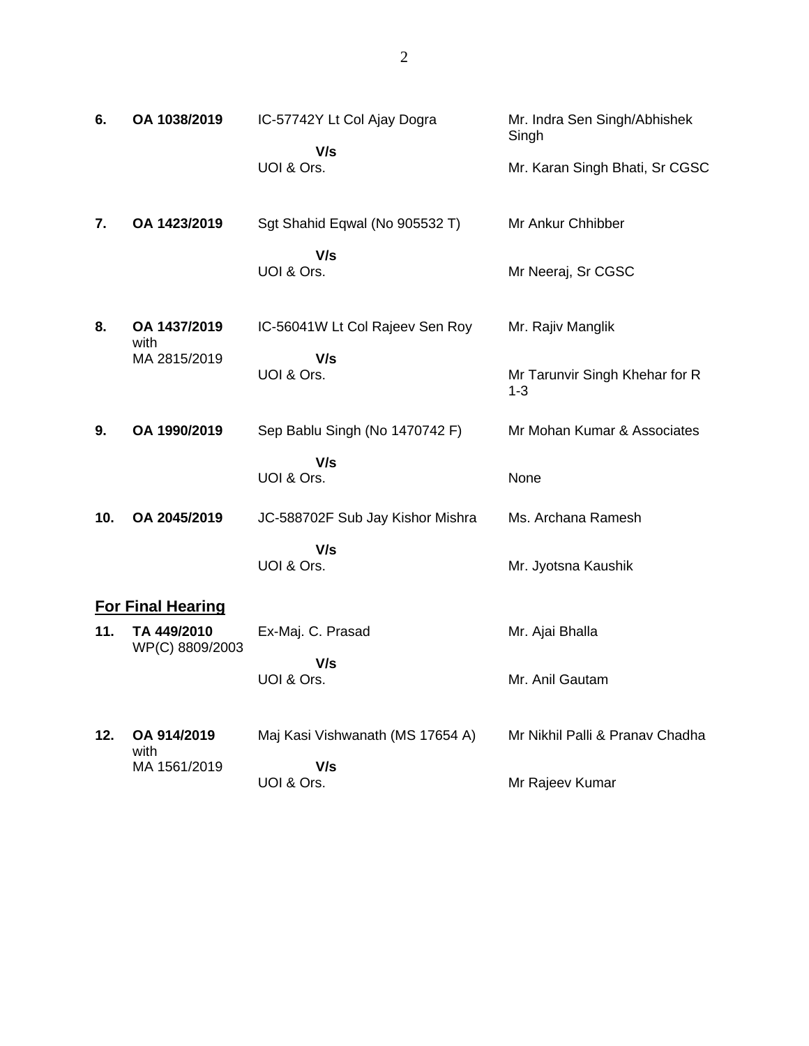| | | | |
|---|---|---|---|
| **6.** | **OA 1038/2019** | IC-57742Y Lt Col Ajay Dogra<br>**V/s**<br>UOI & Ors. | Mr. Indra Sen Singh/Abhishek Singh<br>Mr. Karan Singh Bhati, Sr CGSC |
| **7.** | **OA 1423/2019** | Sgt Shahid Eqwal (No 905532 T)<br>**V/s**<br>UOI & Ors. | Mr Ankur Chhibber<br>Mr Neeraj, Sr CGSC |
| **8.** | **OA 1437/2019** with MA 2815/2019 | IC-56041W Lt Col Rajeev Sen Roy<br>**V/s**<br>UOI & Ors. | Mr. Rajiv Manglik<br>Mr Tarunvir Singh Khehar for R 1-3 |
| **9.** | **OA 1990/2019** | Sep Bablu Singh (No 1470742 F)<br>**V/s**<br>UOI & Ors. | Mr Mohan Kumar & Associates<br>None |
| **10.** | **OA 2045/2019** | JC-588702F Sub Jay Kishor Mishra<br>**V/s**<br>UOI & Ors. | Ms. Archana Ramesh<br>Mr. Jyotsna Kaushik |

## **For Final Hearing**

| | | | |
|---|---|---|---|
| **11.** | **TA 449/2010** WP(C) 8809/2003 | Ex-Maj. C. Prasad<br>**V/s**<br>UOI & Ors. | Mr. Ajai Bhalla<br>Mr. Anil Gautam |
| **12.** | **OA 914/2019** with MA 1561/2019 | Maj Kasi Vishwanath (MS 17654 A)<br>**V/s**<br>UOI & Ors. | Mr Nikhil Palli & Pranav Chadha<br>Mr Rajeev Kumar |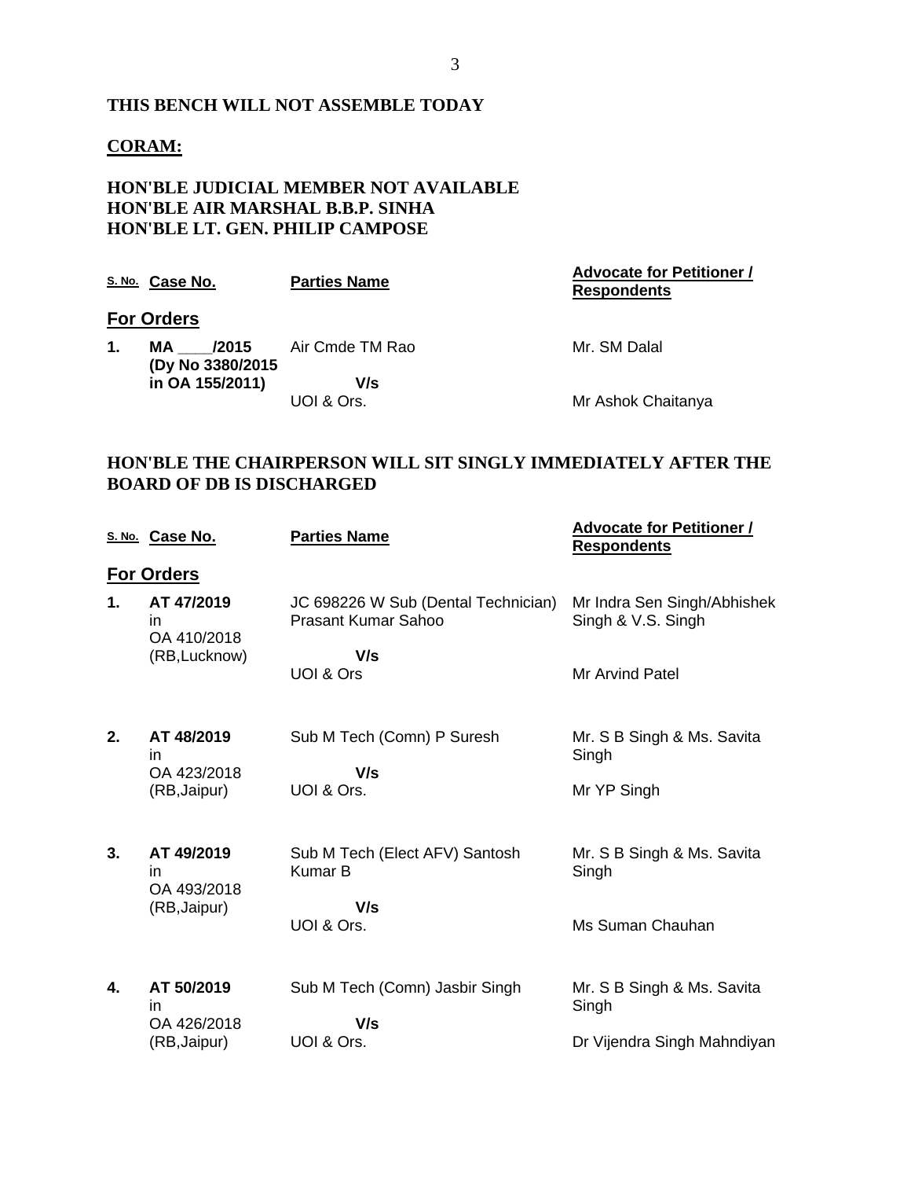**THIS BENCH WILL NOT ASSEMBLE TODAY**

**CORAM:**

**HON'BLE JUDICIAL MEMBER NOT AVAILABLE**
**HON'BLE AIR MARSHAL B.B.P. SINHA**
**HON'BLE LT. GEN. PHILIP CAMPOSE**

| S. No. | Case No. | Parties Name | Advocate for Petitioner / Respondents |
|---|---|---|---|
| | **For Orders** | | |
| 1. | **MA ____/2015 (Dy No 3380/2015 in OA 155/2011)** | Air Cmde TM Rao<br>**V/s**<br>UOI & Ors. | Mr. SM Dalal<br><br>Mr Ashok Chaitanya |

**HON'BLE THE CHAIRPERSON WILL SIT SINGLY IMMEDIATELY AFTER THE BOARD OF DB IS DISCHARGED**

| S. No. | Case No. | Parties Name | Advocate for Petitioner / Respondents |
|---|---|---|---|
| | **For Orders** | | |
| 1. | **AT 47/2019** in OA 410/2018 (RB,Lucknow) | JC 698226 W Sub (Dental Technician) Prasant Kumar Sahoo<br>**V/s**<br>UOI & Ors | Mr Indra Sen Singh/Abhishek Singh & V.S. Singh<br><br>Mr Arvind Patel |
| 2. | **AT 48/2019** in OA 423/2018 (RB,Jaipur) | Sub M Tech (Comn) P Suresh<br>**V/s**<br>UOI & Ors. | Mr. S B Singh & Ms. Savita Singh<br><br>Mr YP Singh |
| 3. | **AT 49/2019** in OA 493/2018 (RB,Jaipur) | Sub M Tech (Elect AFV) Santosh Kumar B<br>**V/s**<br>UOI & Ors. | Mr. S B Singh & Ms. Savita Singh<br><br>Ms Suman Chauhan |
| 4. | **AT 50/2019** in OA 426/2018 (RB,Jaipur) | Sub M Tech (Comn) Jasbir Singh<br>**V/s**<br>UOI & Ors. | Mr. S B Singh & Ms. Savita Singh<br><br>Dr Vijendra Singh Mahndiyan |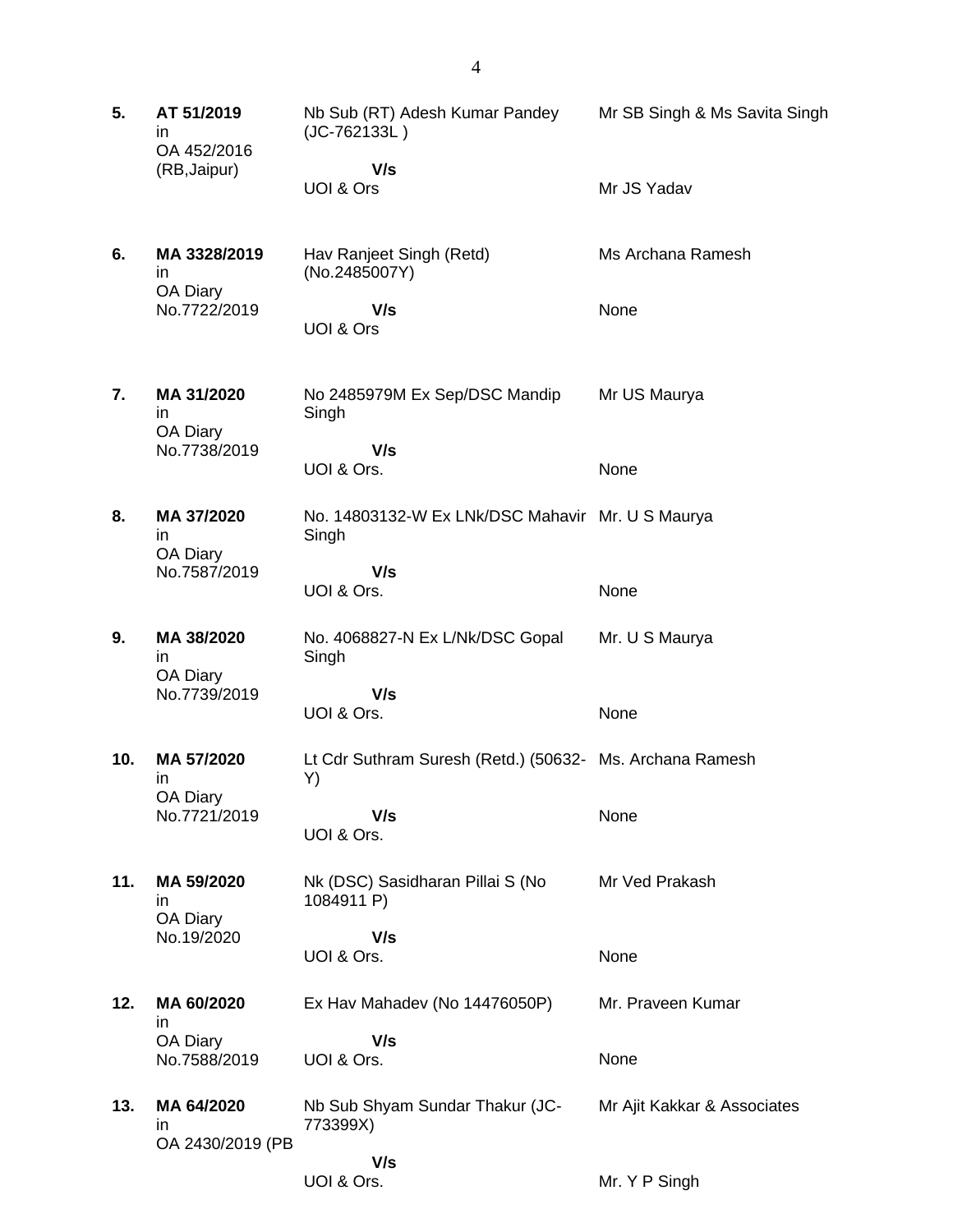| | | | |
|---|---|---|---|
| **5.** | **AT 51/2019** in OA 452/2016 (RB,Jaipur) | Nb Sub (RT) Adesh Kumar Pandey (JC-762133L ) **V/s** UOI & Ors | Mr SB Singh & Ms Savita Singh<br><br>Mr JS Yadav |
| **6.** | **MA 3328/2019** in OA Diary No.7722/2019 | Hav Ranjeet Singh (Retd) (No.2485007Y) **V/s** UOI & Ors | Ms Archana Ramesh<br><br>None |
| **7.** | **MA 31/2020** in OA Diary No.7738/2019 | No 2485979M Ex Sep/DSC Mandip Singh **V/s** UOI & Ors. | Mr US Maurya<br><br>None |
| **8.** | **MA 37/2020** in OA Diary No.7587/2019 | No. 14803132-W Ex LNk/DSC Mahavir Singh **V/s** UOI & Ors. | Mr. U S Maurya<br><br>None |
| **9.** | **MA 38/2020** in OA Diary No.7739/2019 | No. 4068827-N Ex L/Nk/DSC Gopal Singh **V/s** UOI & Ors. | Mr. U S Maurya<br><br>None |
| **10.** | **MA 57/2020** in OA Diary No.7721/2019 | Lt Cdr Suthram Suresh (Retd.) (50632-Y) **V/s** UOI & Ors. | Ms. Archana Ramesh<br><br>None |
| **11.** | **MA 59/2020** in OA Diary No.19/2020 | Nk (DSC) Sasidharan Pillai S (No 1084911 P) **V/s** UOI & Ors. | Mr Ved Prakash<br><br>None |
| **12.** | **MA 60/2020** in OA Diary No.7588/2019 | Ex Hav Mahadev (No 14476050P) **V/s** UOI & Ors. | Mr. Praveen Kumar<br><br>None |
| **13.** | **MA 64/2020** in OA 2430/2019 (PB | Nb Sub Shyam Sundar Thakur (JC-773399X) **V/s** UOI & Ors. | Mr Ajit Kakkar & Associates<br><br>Mr. Y P Singh |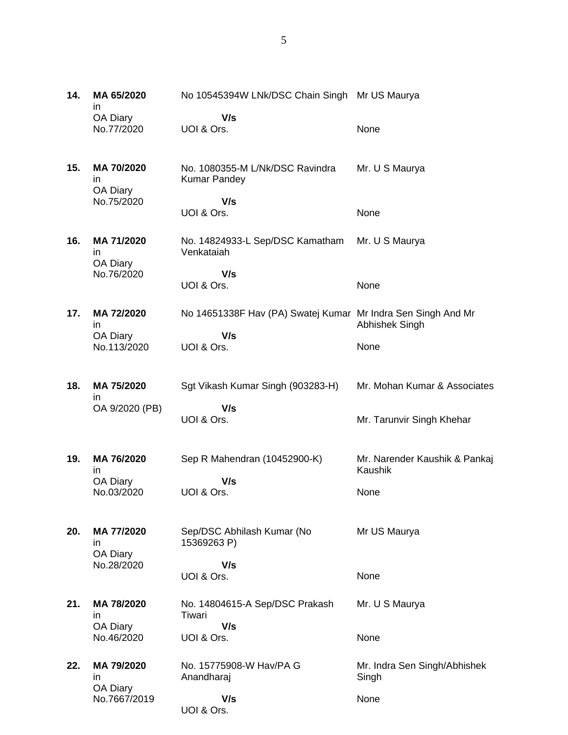| | | | |
|---|---|---|---|
| **14.** | **MA 65/2020** in OA Diary No.77/2020 | No 10545394W LNk/DSC Chain Singh **V/s** UOI & Ors. | Mr US Maurya<br><br>None |
| **15.** | **MA 70/2020** in OA Diary No.75/2020 | No. 1080355-M L/Nk/DSC Ravindra Kumar Pandey **V/s** UOI & Ors. | Mr. U S Maurya<br><br>None |
| **16.** | **MA 71/2020** in OA Diary No.76/2020 | No. 14824933-L Sep/DSC Kamatham Venkataiah **V/s** UOI & Ors. | Mr. U S Maurya<br><br>None |
| **17.** | **MA 72/2020** in OA Diary No.113/2020 | No 14651338F Hav (PA) Swatej Kumar **V/s** UOI & Ors. | Mr Indra Sen Singh And Mr Abhishek Singh<br><br>None |
| **18.** | **MA 75/2020** in OA 9/2020 (PB) | Sgt Vikash Kumar Singh (903283-H) **V/s** UOI & Ors. | Mr. Mohan Kumar & Associates<br><br>Mr. Tarunvir Singh Khehar |
| **19.** | **MA 76/2020** in OA Diary No.03/2020 | Sep R Mahendran (10452900-K) **V/s** UOI & Ors. | Mr. Narender Kaushik & Pankaj Kaushik<br><br>None |
| **20.** | **MA 77/2020** in OA Diary No.28/2020 | Sep/DSC Abhilash Kumar (No 15369263 P) **V/s** UOI & Ors. | Mr US Maurya<br><br>None |
| **21.** | **MA 78/2020** in OA Diary No.46/2020 | No. 14804615-A Sep/DSC Prakash Tiwari **V/s** UOI & Ors. | Mr. U S Maurya<br><br>None |
| **22.** | **MA 79/2020** in OA Diary No.7667/2019 | No. 15775908-W Hav/PA G Anandharaj **V/s** UOI & Ors. | Mr. Indra Sen Singh/Abhishek Singh<br><br>None |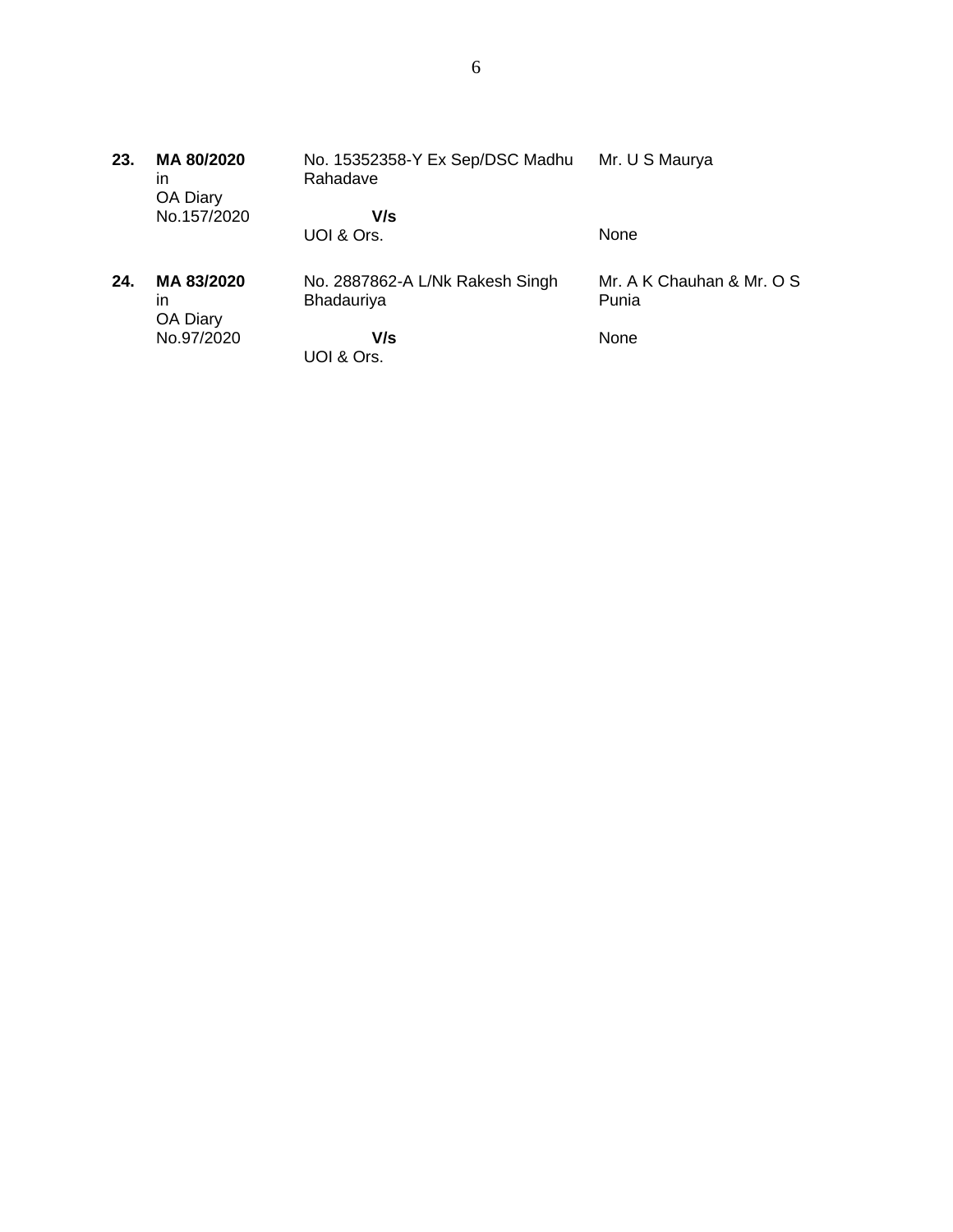| | | | |
|---|---|---|---|
| **23.** | **MA 80/2020** in OA Diary No.157/2020 | No. 15352358-Y Ex Sep/DSC Madhu Rahadave<br><br>**V/s**<br>UOI & Ors. | Mr. U S Maurya<br><br><br>None |
| **24.** | **MA 83/2020** in OA Diary No.97/2020 | No. 2887862-A L/Nk Rakesh Singh Bhadauriya<br><br>**V/s**<br>UOI & Ors. | Mr. A K Chauhan & Mr. O S Punia<br><br>None |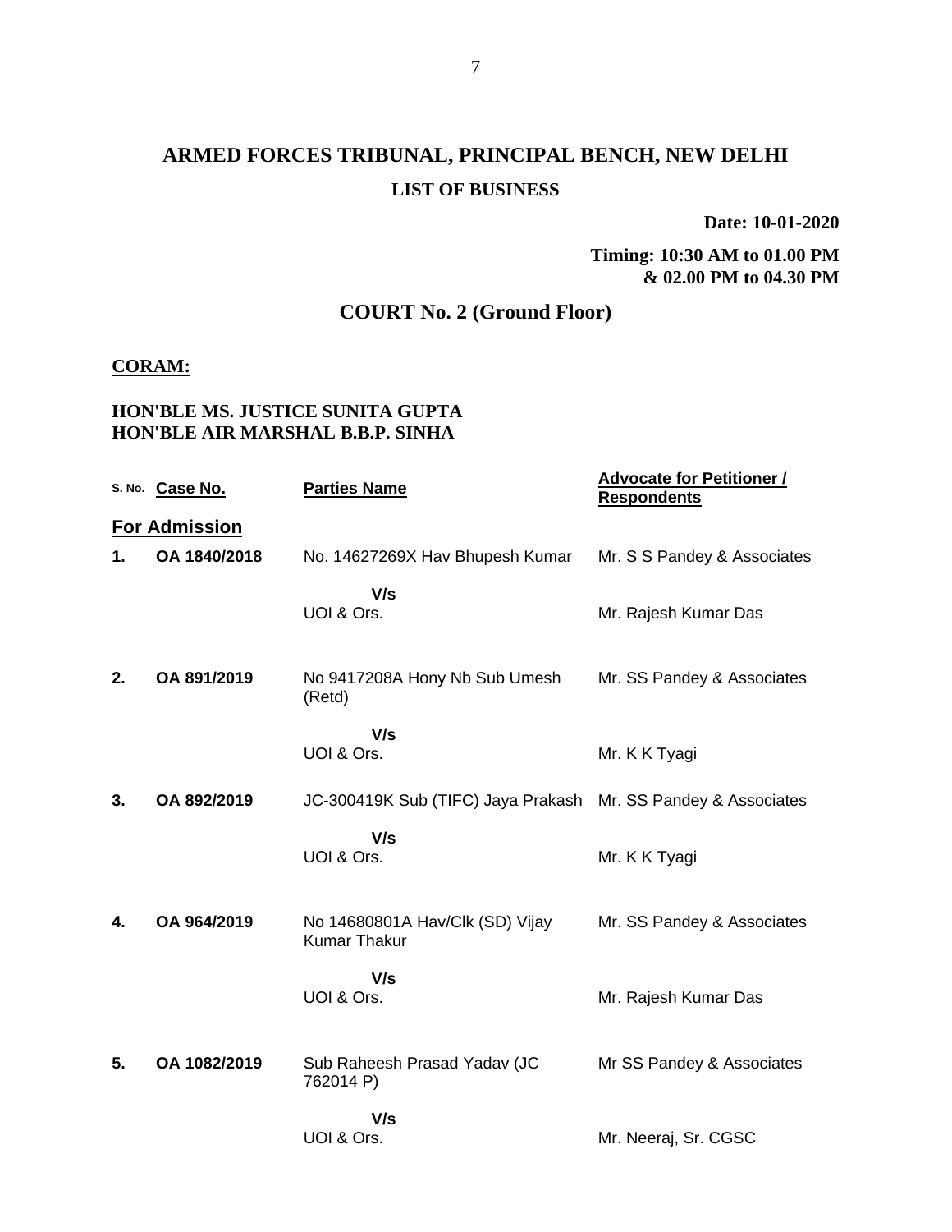# ARMED FORCES TRIBUNAL, PRINCIPAL BENCH, NEW DELHI

## LIST OF BUSINESS

**Date: 10-01-2020**

**Timing: 10:30 AM to 01.00 PM & 02.00 PM to 04.30 PM**

## COURT No. 2 (Ground Floor)

**CORAM:**

**HON'BLE MS. JUSTICE SUNITA GUPTA**
**HON'BLE AIR MARSHAL B.B.P. SINHA**

| S. No. | Case No. | Parties Name | Advocate for Petitioner / Respondents |
|---|---|---|---|
| **For Admission** | | | |
| **1.** | **OA 1840/2018** | No. 14627269X Hav Bhupesh Kumar | Mr. S S Pandey & Associates |
| | | **V/s** UOI & Ors. | Mr. Rajesh Kumar Das |
| **2.** | **OA 891/2019** | No 9417208A Hony Nb Sub Umesh (Retd) | Mr. SS Pandey & Associates |
| | | **V/s** UOI & Ors. | Mr. K K Tyagi |
| **3.** | **OA 892/2019** | JC-300419K Sub (TIFC) Jaya Prakash | Mr. SS Pandey & Associates |
| | | **V/s** UOI & Ors. | Mr. K K Tyagi |
| **4.** | **OA 964/2019** | No 14680801A Hav/Clk (SD) Vijay Kumar Thakur | Mr. SS Pandey & Associates |
| | | **V/s** UOI & Ors. | Mr. Rajesh Kumar Das |
| **5.** | **OA 1082/2019** | Sub Raheesh Prasad Yadav (JC 762014 P) | Mr SS Pandey & Associates |
| | | **V/s** UOI & Ors. | Mr. Neeraj, Sr. CGSC |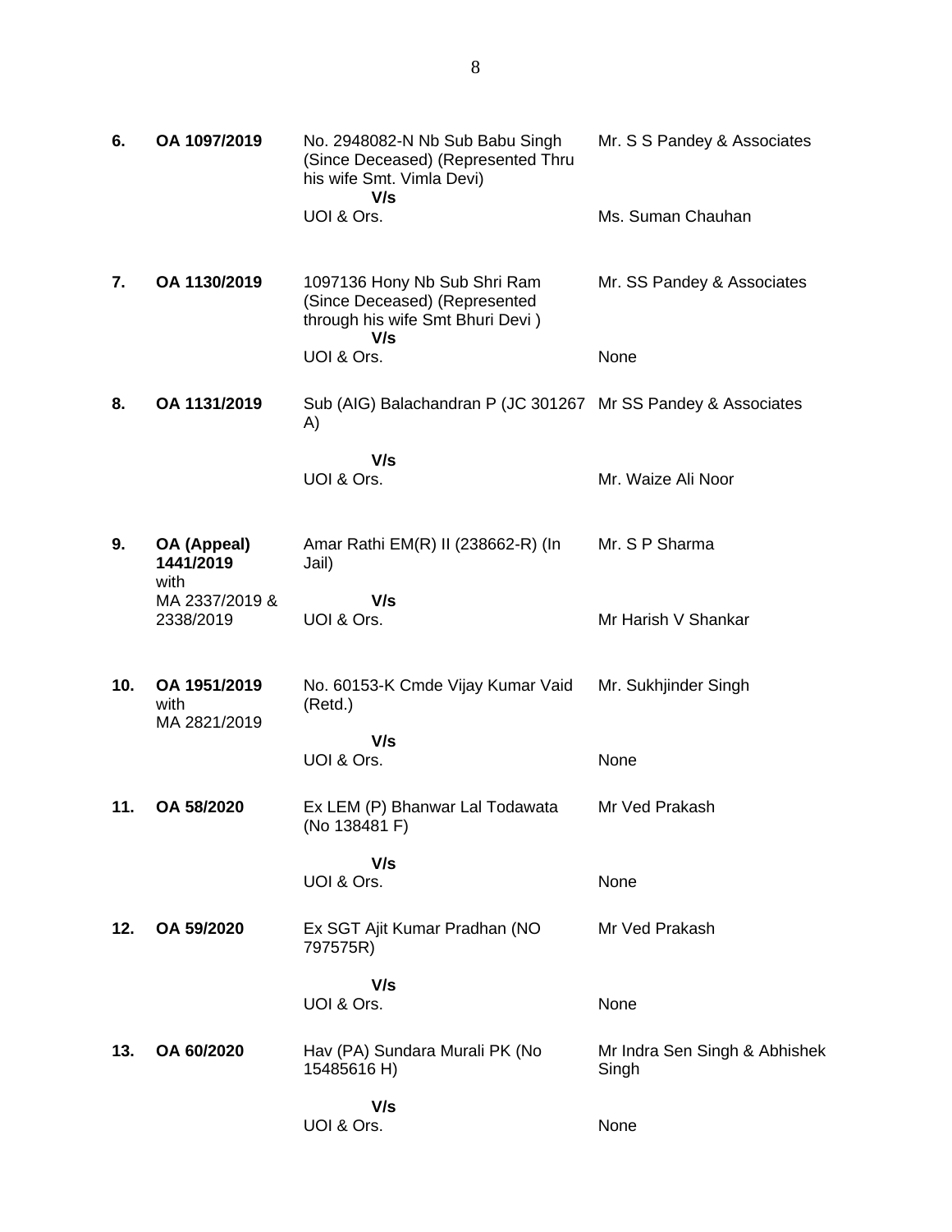| | | | |
|---|---|---|---|
| **6.** | **OA 1097/2019** | No. 2948082-N Nb Sub Babu Singh (Since Deceased) (Represented Thru his wife Smt. Vimla Devi)<br>**V/s**<br>UOI & Ors. | Mr. S S Pandey & Associates<br><br>Ms. Suman Chauhan |
| **7.** | **OA 1130/2019** | 1097136 Hony Nb Sub Shri Ram (Since Deceased) (Represented through his wife Smt Bhuri Devi )<br>**V/s**<br>UOI & Ors. | Mr. SS Pandey & Associates<br><br>None |
| **8.** | **OA 1131/2019** | Sub (AIG) Balachandran P (JC 301267 A)<br>**V/s**<br>UOI & Ors. | Mr SS Pandey & Associates<br><br>Mr. Waize Ali Noor |
| **9.** | **OA (Appeal) 1441/2019** with MA 2337/2019 & 2338/2019 | Amar Rathi EM(R) II (238662-R) (In Jail)<br>**V/s**<br>UOI & Ors. | Mr. S P Sharma<br><br>Mr Harish V Shankar |
| **10.** | **OA 1951/2019** with MA 2821/2019 | No. 60153-K Cmde Vijay Kumar Vaid (Retd.)<br>**V/s**<br>UOI & Ors. | Mr. Sukhjinder Singh<br><br>None |
| **11.** | **OA 58/2020** | Ex LEM (P) Bhanwar Lal Todawata (No 138481 F)<br>**V/s**<br>UOI & Ors. | Mr Ved Prakash<br><br>None |
| **12.** | **OA 59/2020** | Ex SGT Ajit Kumar Pradhan (NO 797575R)<br>**V/s**<br>UOI & Ors. | Mr Ved Prakash<br><br>None |
| **13.** | **OA 60/2020** | Hav (PA) Sundara Murali PK (No 15485616 H)<br>**V/s**<br>UOI & Ors. | Mr Indra Sen Singh & Abhishek Singh<br><br>None |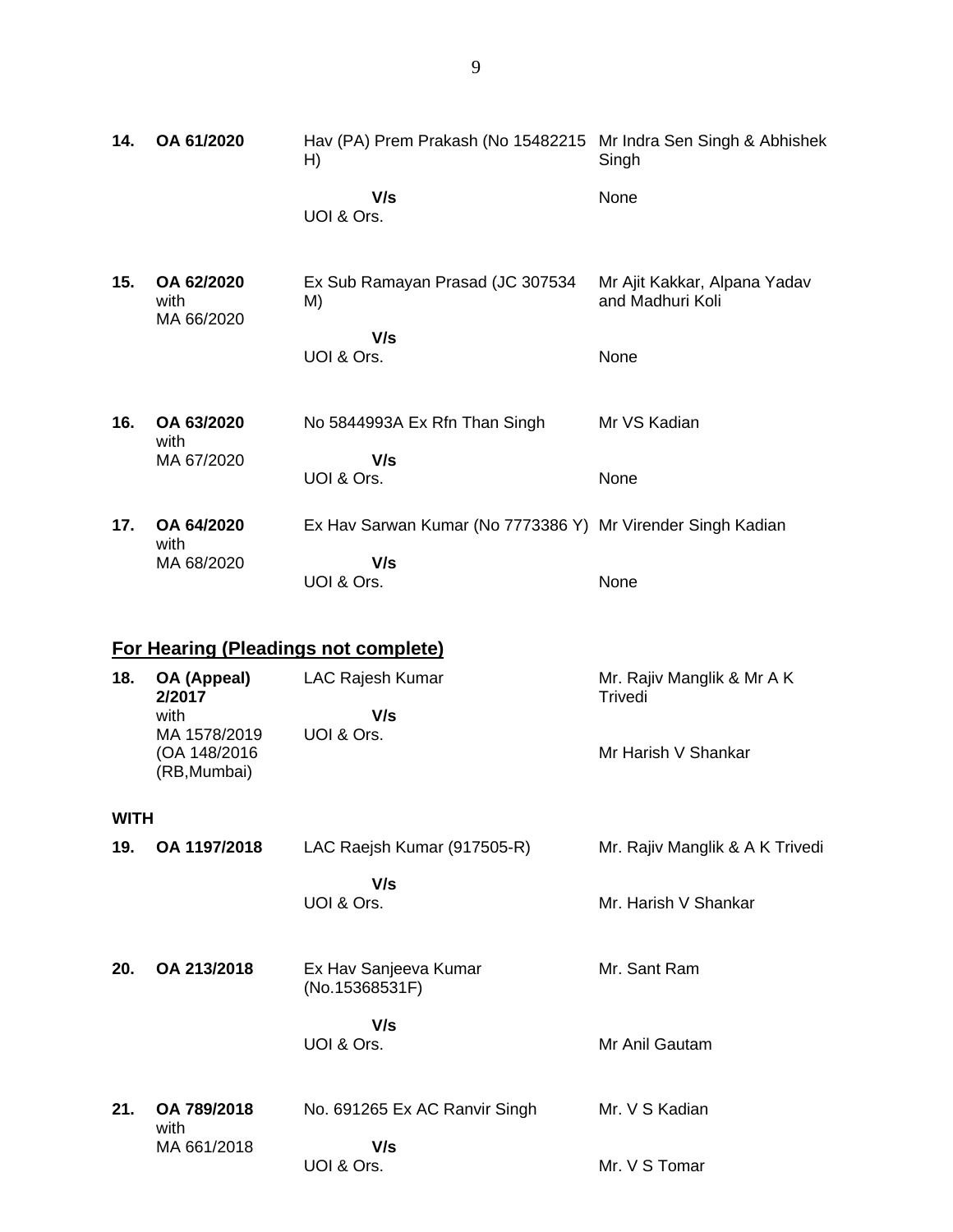| | | | |
|---|---|---|---|
| **14.** | **OA 61/2020** | Hav (PA) Prem Prakash (No 15482215 H) | Mr Indra Sen Singh & Abhishek Singh |
| | | **V/s** UOI & Ors. | None |
| **15.** | **OA 62/2020** with MA 66/2020 | Ex Sub Ramayan Prasad (JC 307534 M) | Mr Ajit Kakkar, Alpana Yadav and Madhuri Koli |
| | | **V/s** UOI & Ors. | None |
| **16.** | **OA 63/2020** with MA 67/2020 | No 5844993A Ex Rfn Than Singh | Mr VS Kadian |
| | | **V/s** UOI & Ors. | None |
| **17.** | **OA 64/2020** with MA 68/2020 | Ex Hav Sarwan Kumar (No 7773386 Y) | Mr Virender Singh Kadian |
| | | **V/s** UOI & Ors. | None |

## For Hearing (Pleadings not complete)

| | | | |
|---|---|---|---|
| **18.** | **OA (Appeal) 2/2017** with MA 1578/2019 (OA 148/2016 (RB,Mumbai) | LAC Rajesh Kumar | Mr. Rajiv Manglik & Mr A K Trivedi |
| | | **V/s** UOI & Ors. | Mr Harish V Shankar |

**WITH**

| | | | |
|---|---|---|---|
| **19.** | **OA 1197/2018** | LAC Raejsh Kumar (917505-R) | Mr. Rajiv Manglik & A K Trivedi |
| | | **V/s** UOI & Ors. | Mr. Harish V Shankar |
| **20.** | **OA 213/2018** | Ex Hav Sanjeeva Kumar (No.15368531F) | Mr. Sant Ram |
| | | **V/s** UOI & Ors. | Mr Anil Gautam |
| **21.** | **OA 789/2018** with MA 661/2018 | No. 691265 Ex AC Ranvir Singh | Mr. V S Kadian |
| | | **V/s** UOI & Ors. | Mr. V S Tomar |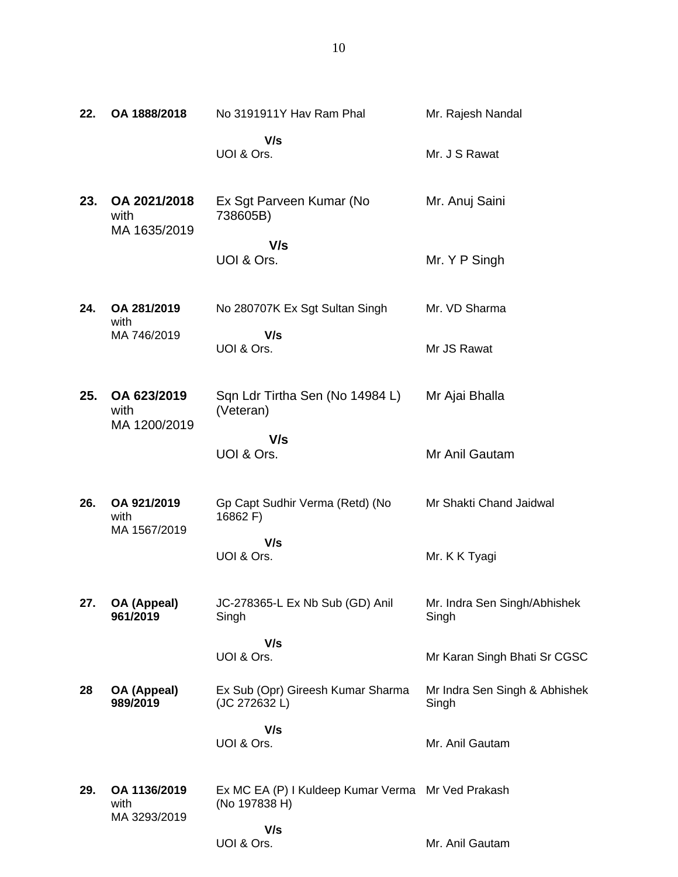| | | | |
|---|---|---|---|
| **22.** | **OA 1888/2018** | No 3191911Y Hav Ram Phal<br><br>**V/s**<br>UOI & Ors. | Mr. Rajesh Nandal<br><br>Mr. J S Rawat |
| **23.** | **OA 2021/2018** with MA 1635/2019 | Ex Sgt Parveen Kumar (No 738605B)<br><br>**V/s**<br>UOI & Ors. | Mr. Anuj Saini<br><br>Mr. Y P Singh |
| **24.** | **OA 281/2019** with MA 746/2019 | No 280707K Ex Sgt Sultan Singh<br><br>**V/s**<br>UOI & Ors. | Mr. VD Sharma<br><br>Mr JS Rawat |
| **25.** | **OA 623/2019** with MA 1200/2019 | Sqn Ldr Tirtha Sen (No 14984 L) (Veteran)<br><br>**V/s**<br>UOI & Ors. | Mr Ajai Bhalla<br><br>Mr Anil Gautam |
| **26.** | **OA 921/2019** with MA 1567/2019 | Gp Capt Sudhir Verma (Retd) (No 16862 F)<br><br>**V/s**<br>UOI & Ors. | Mr Shakti Chand Jaidwal<br><br>Mr. K K Tyagi |
| **27.** | **OA (Appeal) 961/2019** | JC-278365-L Ex Nb Sub (GD) Anil Singh<br><br>**V/s**<br>UOI & Ors. | Mr. Indra Sen Singh/Abhishek Singh<br><br>Mr Karan Singh Bhati Sr CGSC |
| **28** | **OA (Appeal) 989/2019** | Ex Sub (Opr) Gireesh Kumar Sharma (JC 272632 L)<br><br>**V/s**<br>UOI & Ors. | Mr Indra Sen Singh & Abhishek Singh<br><br>Mr. Anil Gautam |
| **29.** | **OA 1136/2019** with MA 3293/2019 | Ex MC EA (P) I Kuldeep Kumar Verma (No 197838 H)<br><br>**V/s**<br>UOI & Ors. | Mr Ved Prakash<br><br>Mr. Anil Gautam |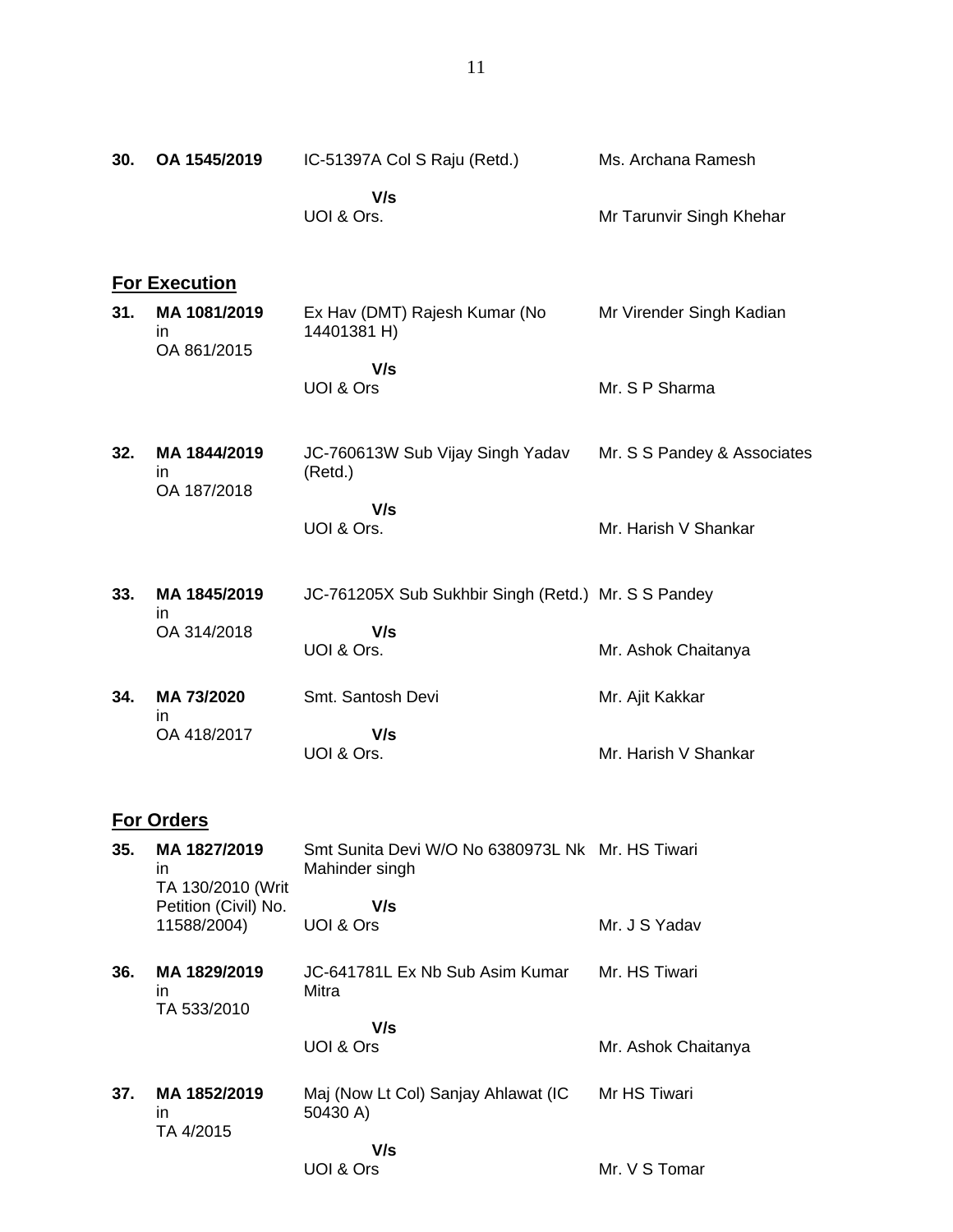| | | | |
|---|---|---|---|
| **30.** | **OA 1545/2019** | IC-51397A Col S Raju (Retd.)<br>**V/s**<br>UOI & Ors. | Ms. Archana Ramesh<br><br>Mr Tarunvir Singh Khehar |

## For Execution

| | | | |
|---|---|---|---|
| **31.** | **MA 1081/2019** in OA 861/2015 | Ex Hav (DMT) Rajesh Kumar (No 14401381 H)<br>**V/s**<br>UOI & Ors | Mr Virender Singh Kadian<br><br>Mr. S P Sharma |
| **32.** | **MA 1844/2019** in OA 187/2018 | JC-760613W Sub Vijay Singh Yadav (Retd.)<br>**V/s**<br>UOI & Ors. | Mr. S S Pandey & Associates<br><br>Mr. Harish V Shankar |
| **33.** | **MA 1845/2019** in OA 314/2018 | JC-761205X Sub Sukhbir Singh (Retd.)<br>**V/s**<br>UOI & Ors. | Mr. S S Pandey<br><br>Mr. Ashok Chaitanya |
| **34.** | **MA 73/2020** in OA 418/2017 | Smt. Santosh Devi<br>**V/s**<br>UOI & Ors. | Mr. Ajit Kakkar<br><br>Mr. Harish V Shankar |

## For Orders

| | | | |
|---|---|---|---|
| **35.** | **MA 1827/2019** in TA 130/2010 (Writ Petition (Civil) No. 11588/2004) | Smt Sunita Devi W/O No 6380973L Nk Mahinder singh<br>**V/s**<br>UOI & Ors | Mr. HS Tiwari<br><br>Mr. J S Yadav |
| **36.** | **MA 1829/2019** in TA 533/2010 | JC-641781L Ex Nb Sub Asim Kumar Mitra<br>**V/s**<br>UOI & Ors | Mr. HS Tiwari<br><br>Mr. Ashok Chaitanya |
| **37.** | **MA 1852/2019** in TA 4/2015 | Maj (Now Lt Col) Sanjay Ahlawat (IC 50430 A)<br>**V/s**<br>UOI & Ors | Mr HS Tiwari<br><br>Mr. V S Tomar |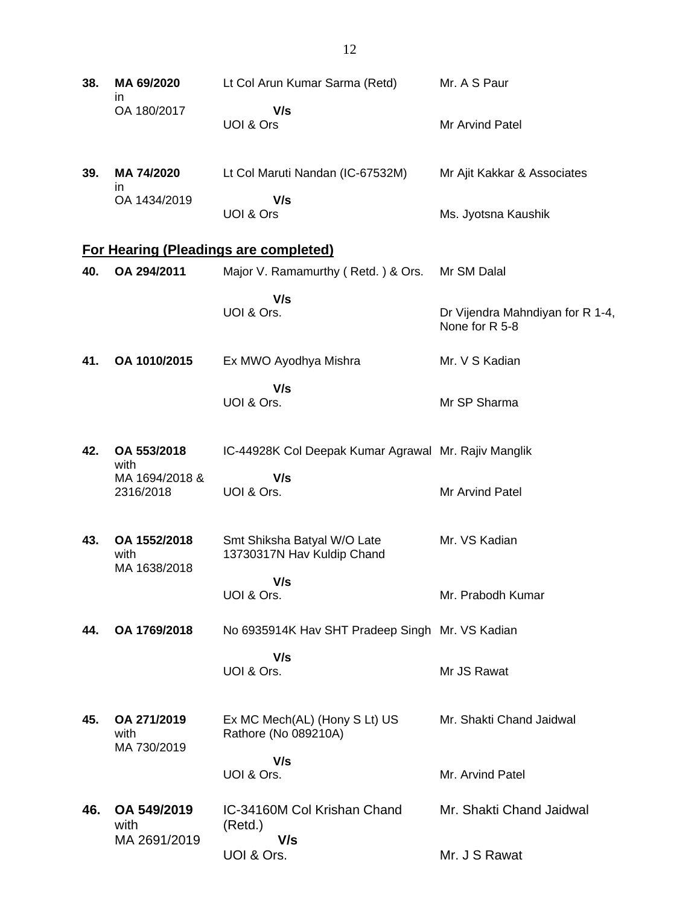| | | | |
|---|---|---|---|
| **38.** | **MA 69/2020** in OA 180/2017 | Lt Col Arun Kumar Sarma (Retd) **V/s** UOI & Ors | Mr. A S Paur<br>Mr Arvind Patel |
| **39.** | **MA 74/2020** in OA 1434/2019 | Lt Col Maruti Nandan (IC-67532M) **V/s** UOI & Ors | Mr Ajit Kakkar & Associates<br>Ms. Jyotsna Kaushik |

**For Hearing (Pleadings are completed)**

| | | | |
|---|---|---|---|
| **40.** | **OA 294/2011** | Major V. Ramamurthy ( Retd. ) & Ors. **V/s** UOI & Ors. | Mr SM Dalal<br>Dr Vijendra Mahndiyan for R 1-4, None for R 5-8 |
| **41.** | **OA 1010/2015** | Ex MWO Ayodhya Mishra **V/s** UOI & Ors. | Mr. V S Kadian<br>Mr SP Sharma |
| **42.** | **OA 553/2018** with MA 1694/2018 & 2316/2018 | IC-44928K Col Deepak Kumar Agrawal **V/s** UOI & Ors. | Mr. Rajiv Manglik<br>Mr Arvind Patel |
| **43.** | **OA 1552/2018** with MA 1638/2018 | Smt Shiksha Batyal W/O Late 13730317N Hav Kuldip Chand **V/s** UOI & Ors. | Mr. VS Kadian<br>Mr. Prabodh Kumar |
| **44.** | **OA 1769/2018** | No 6935914K Hav SHT Pradeep Singh **V/s** UOI & Ors. | Mr. VS Kadian<br>Mr JS Rawat |
| **45.** | **OA 271/2019** with MA 730/2019 | Ex MC Mech(AL) (Hony S Lt) US Rathore (No 089210A) **V/s** UOI & Ors. | Mr. Shakti Chand Jaidwal<br>Mr. Arvind Patel |
| **46.** | **OA 549/2019** with MA 2691/2019 | IC-34160M Col Krishan Chand (Retd.) **V/s** UOI & Ors. | Mr. Shakti Chand Jaidwal<br>Mr. J S Rawat |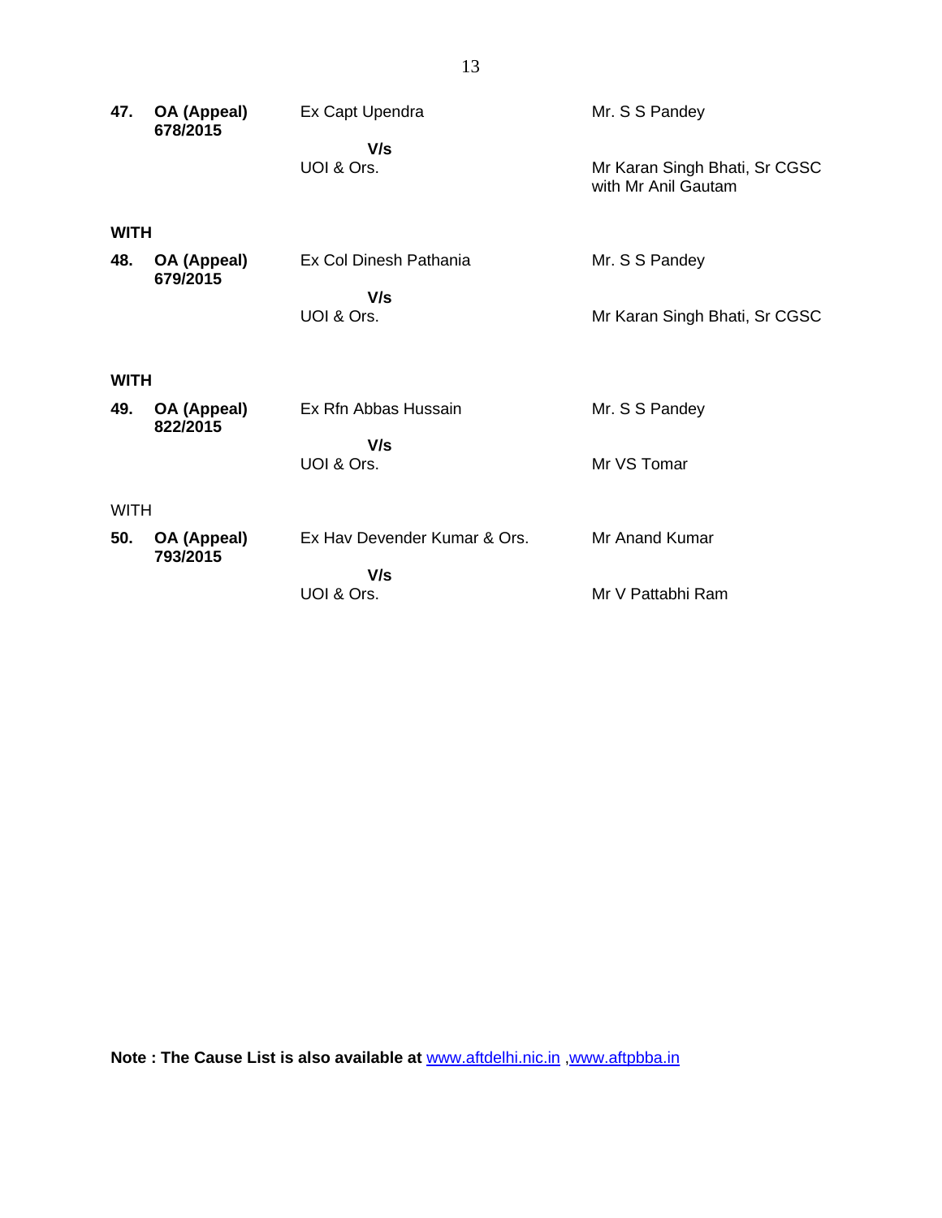| | | | |
|---|---|---|---|
| **47.** | **OA (Appeal) 678/2015** | Ex Capt Upendra<br>**V/s**<br>UOI & Ors. | Mr. S S Pandey<br><br>Mr Karan Singh Bhati, Sr CGSC with Mr Anil Gautam |

**WITH**

| | | | |
|---|---|---|---|
| **48.** | **OA (Appeal) 679/2015** | Ex Col Dinesh Pathania<br>**V/s**<br>UOI & Ors. | Mr. S S Pandey<br><br>Mr Karan Singh Bhati, Sr CGSC |

**WITH**

| | | | |
|---|---|---|---|
| **49.** | **OA (Appeal) 822/2015** | Ex Rfn Abbas Hussain<br>**V/s**<br>UOI & Ors. | Mr. S S Pandey<br><br>Mr VS Tomar |

WITH

| | | | |
|---|---|---|---|
| **50.** | **OA (Appeal) 793/2015** | Ex Hav Devender Kumar & Ors.<br>**V/s**<br>UOI & Ors. | Mr Anand Kumar<br><br>Mr V Pattabhi Ram |

**Note : The Cause List is also available at** www.aftdelhi.nic.in ,www.aftpbba.in